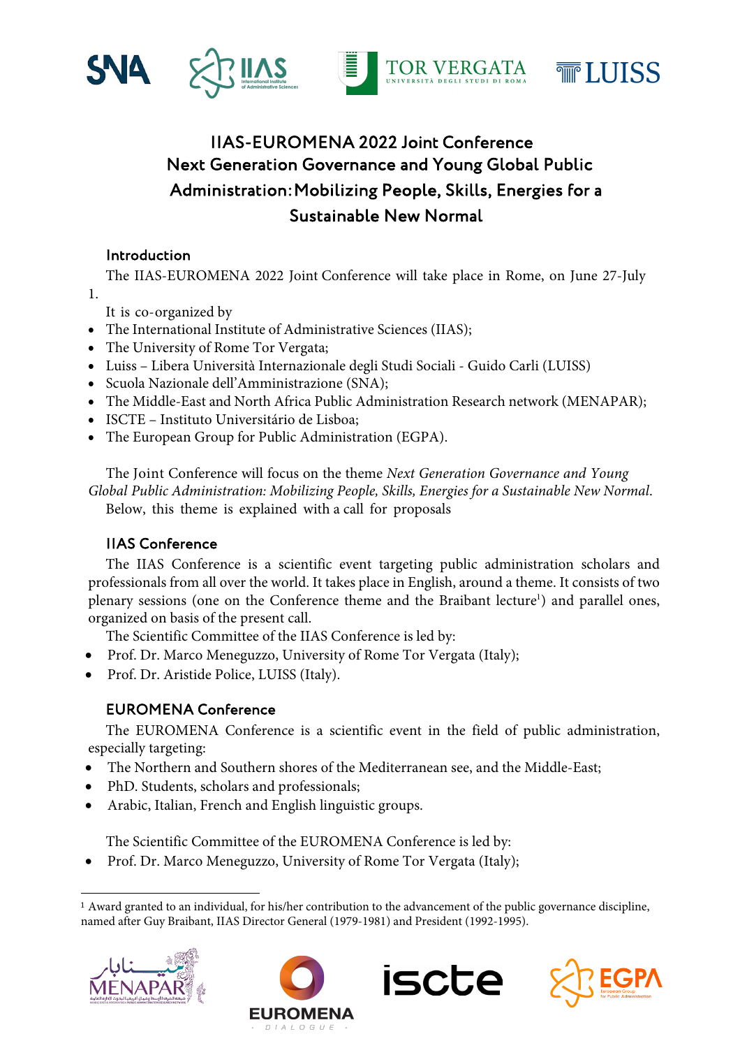# IIAS-EUROMENA 2022 Joint Conference
# Next Generation Governance and Young Global Public Administration: Mobilizing People, Skills, Energies for a Sustainable New Normal

## Introduction

The IIAS-EUROMENA 2022 Joint Conference will take place in Rome, on June 27-July 1.

It is co-organized by

- The International Institute of Administrative Sciences (IIAS);
- The University of Rome Tor Vergata;
- Luiss – Libera Università Internazionale degli Studi Sociali - Guido Carli (LUISS)
- Scuola Nazionale dell'Amministrazione (SNA);
- The Middle-East and North Africa Public Administration Research network (MENAPAR);
- ISCTE – Instituto Universitário de Lisboa;
- The European Group for Public Administration (EGPA).

The Joint Conference will focus on the theme *Next Generation Governance and Young Global Public Administration: Mobilizing People, Skills, Energies for a Sustainable New Normal*. Below, this theme is explained with a call for proposals

## IIAS Conference

The IIAS Conference is a scientific event targeting public administration scholars and professionals from all over the world. It takes place in English, around a theme. It consists of two plenary sessions (one on the Conference theme and the Braibant lecture[1]) and parallel ones, organized on basis of the present call.

The Scientific Committee of the IIAS Conference is led by:

- Prof. Dr. Marco Meneguzzo, University of Rome Tor Vergata (Italy);
- Prof. Dr. Aristide Police, LUISS (Italy).

## EUROMENA Conference

The EUROMENA Conference is a scientific event in the field of public administration, especially targeting:

- The Northern and Southern shores of the Mediterranean see, and the Middle-East;
- PhD. Students, scholars and professionals;
- Arabic, Italian, French and English linguistic groups.

The Scientific Committee of the EUROMENA Conference is led by:

- Prof. Dr. Marco Meneguzzo, University of Rome Tor Vergata (Italy);

---

[1] Award granted to an individual, for his/her contribution to the advancement of the public governance discipline, named after Guy Braibant, IIAS Director General (1979-1981) and President (1992-1995).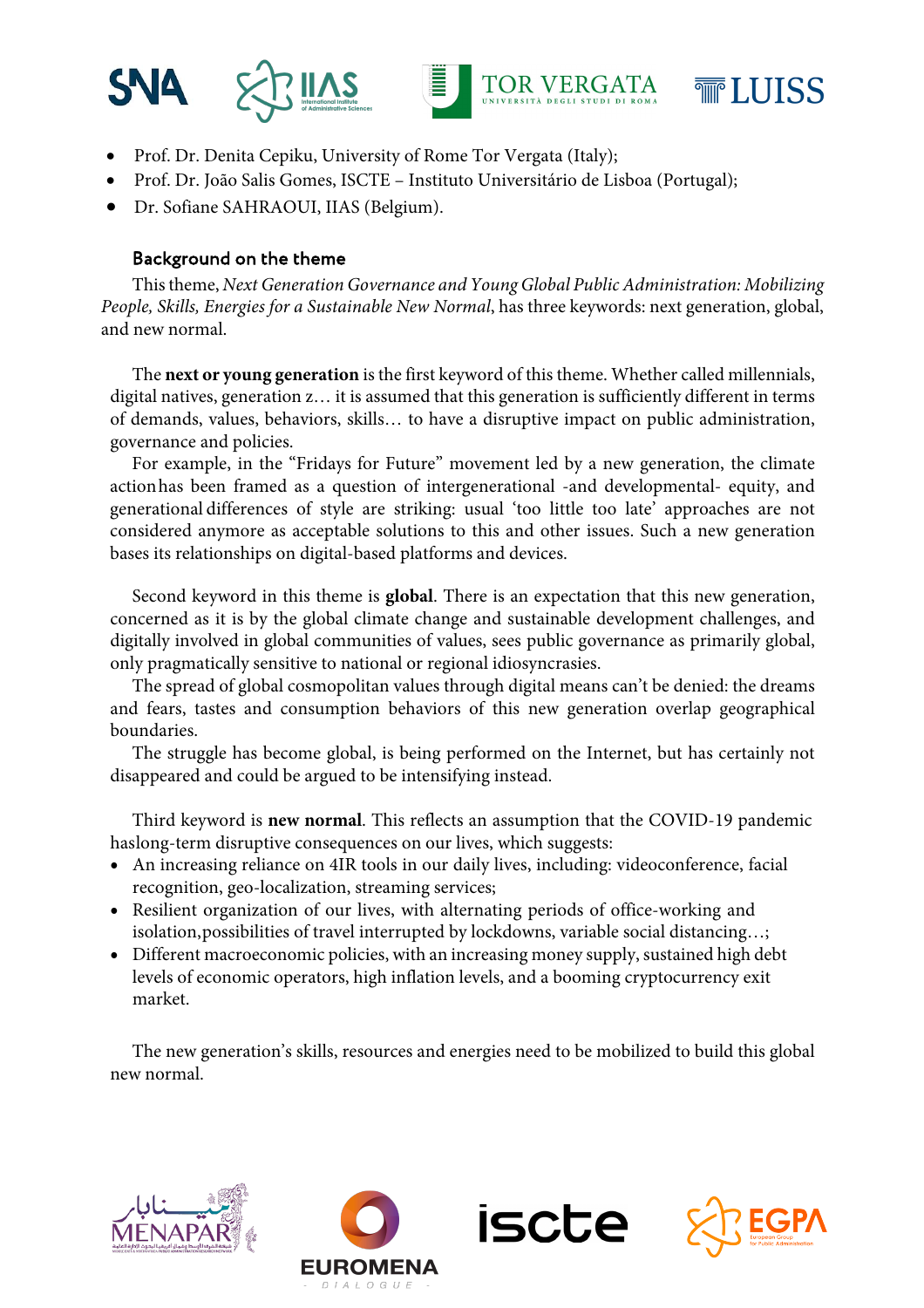- Prof. Dr. Denita Cepiku, University of Rome Tor Vergata (Italy);
- Prof. Dr. João Salis Gomes, ISCTE – Instituto Universitário de Lisboa (Portugal);
- Dr. Sofiane SAHRAOUI, IIAS (Belgium).

### Background on the theme

This theme, *Next Generation Governance and Young Global Public Administration: Mobilizing People, Skills, Energies for a Sustainable New Normal*, has three keywords: next generation, global, and new normal.

The **next or young generation** is the first keyword of this theme. Whether called millennials, digital natives, generation z… it is assumed that this generation is sufficiently different in terms of demands, values, behaviors, skills… to have a disruptive impact on public administration, governance and policies.

For example, in the "Fridays for Future" movement led by a new generation, the climate action has been framed as a question of intergenerational -and developmental- equity, and generational differences of style are striking: usual 'too little too late' approaches are not considered anymore as acceptable solutions to this and other issues. Such a new generation bases its relationships on digital-based platforms and devices.

Second keyword in this theme is **global**. There is an expectation that this new generation, concerned as it is by the global climate change and sustainable development challenges, and digitally involved in global communities of values, sees public governance as primarily global, only pragmatically sensitive to national or regional idiosyncrasies.

The spread of global cosmopolitan values through digital means can't be denied: the dreams and fears, tastes and consumption behaviors of this new generation overlap geographical boundaries.

The struggle has become global, is being performed on the Internet, but has certainly not disappeared and could be argued to be intensifying instead.

Third keyword is **new normal**. This reflects an assumption that the COVID-19 pandemic haslong-term disruptive consequences on our lives, which suggests:

- An increasing reliance on 4IR tools in our daily lives, including: videoconference, facial recognition, geo-localization, streaming services;
- Resilient organization of our lives, with alternating periods of office-working and isolation,possibilities of travel interrupted by lockdowns, variable social distancing…;
- Different macroeconomic policies, with an increasing money supply, sustained high debt levels of economic operators, high inflation levels, and a booming cryptocurrency exit market.

The new generation's skills, resources and energies need to be mobilized to build this global new normal.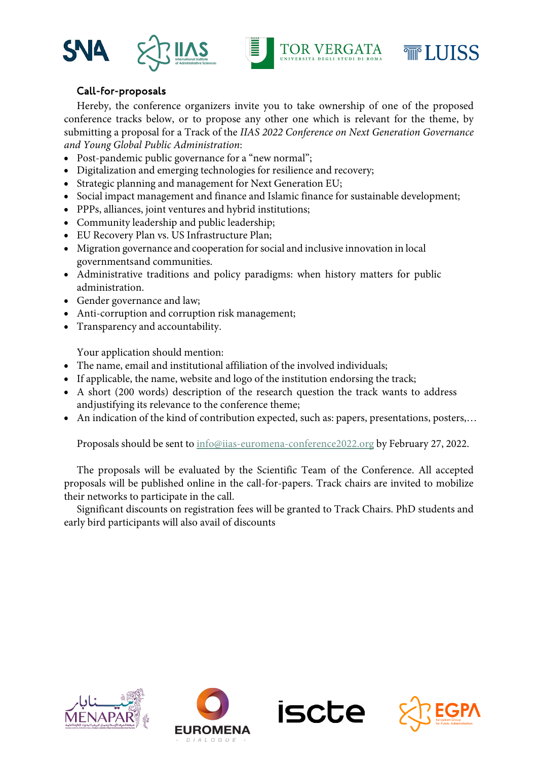## Call-for-proposals

Hereby, the conference organizers invite you to take ownership of one of the proposed conference tracks below, or to propose any other one which is relevant for the theme, by submitting a proposal for a Track of the *IIAS 2022 Conference on Next Generation Governance and Young Global Public Administration*:

- Post-pandemic public governance for a "new normal";
- Digitalization and emerging technologies for resilience and recovery;
- Strategic planning and management for Next Generation EU;
- Social impact management and finance and Islamic finance for sustainable development;
- PPPs, alliances, joint ventures and hybrid institutions;
- Community leadership and public leadership;
- EU Recovery Plan vs. US Infrastructure Plan;
- Migration governance and cooperation for social and inclusive innovation in local governmentsand communities.
- Administrative traditions and policy paradigms: when history matters for public administration.
- Gender governance and law;
- Anti-corruption and corruption risk management;
- Transparency and accountability.

Your application should mention:

- The name, email and institutional affiliation of the involved individuals;
- If applicable, the name, website and logo of the institution endorsing the track;
- A short (200 words) description of the research question the track wants to address andjustifying its relevance to the conference theme;
- An indication of the kind of contribution expected, such as: papers, presentations, posters,…

Proposals should be sent to info@iias-euromena-conference2022.org by February 27, 2022.

The proposals will be evaluated by the Scientific Team of the Conference. All accepted proposals will be published online in the call-for-papers. Track chairs are invited to mobilize their networks to participate in the call.

Significant discounts on registration fees will be granted to Track Chairs. PhD students and early bird participants will also avail of discounts